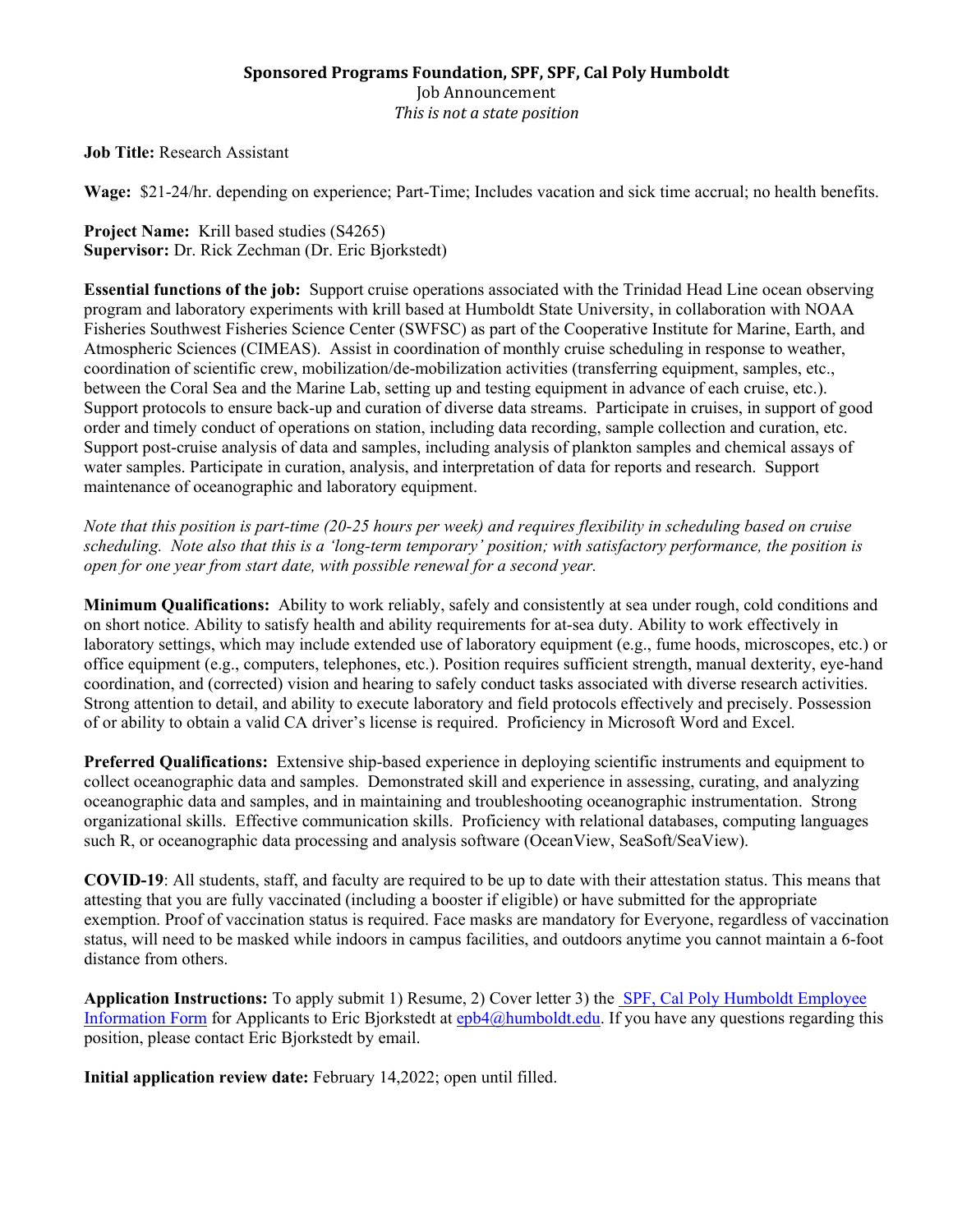**Sponsored Programs Foundation, SPF, SPF, Cal Poly Humboldt**

Job Announcement

*This is not a state position*

**Job Title:** Research Assistant

**Wage:** $21-24/hr. depending on experience; Part-Time; Includes vacation and sick time accrual; no health benefits.

**Project Name:** Krill based studies (S4265)
**Supervisor:** Dr. Rick Zechman (Dr. Eric Bjorkstedt)

**Essential functions of the job:** Support cruise operations associated with the Trinidad Head Line ocean observing program and laboratory experiments with krill based at Humboldt State University, in collaboration with NOAA Fisheries Southwest Fisheries Science Center (SWFSC) as part of the Cooperative Institute for Marine, Earth, and Atmospheric Sciences (CIMEAS). Assist in coordination of monthly cruise scheduling in response to weather, coordination of scientific crew, mobilization/de-mobilization activities (transferring equipment, samples, etc., between the Coral Sea and the Marine Lab, setting up and testing equipment in advance of each cruise, etc.). Support protocols to ensure back-up and curation of diverse data streams. Participate in cruises, in support of good order and timely conduct of operations on station, including data recording, sample collection and curation, etc. Support post-cruise analysis of data and samples, including analysis of plankton samples and chemical assays of water samples. Participate in curation, analysis, and interpretation of data for reports and research. Support maintenance of oceanographic and laboratory equipment.

*Note that this position is part-time (20-25 hours per week) and requires flexibility in scheduling based on cruise scheduling. Note also that this is a 'long-term temporary' position; with satisfactory performance, the position is open for one year from start date, with possible renewal for a second year.*

**Minimum Qualifications:** Ability to work reliably, safely and consistently at sea under rough, cold conditions and on short notice. Ability to satisfy health and ability requirements for at-sea duty. Ability to work effectively in laboratory settings, which may include extended use of laboratory equipment (e.g., fume hoods, microscopes, etc.) or office equipment (e.g., computers, telephones, etc.). Position requires sufficient strength, manual dexterity, eye-hand coordination, and (corrected) vision and hearing to safely conduct tasks associated with diverse research activities. Strong attention to detail, and ability to execute laboratory and field protocols effectively and precisely. Possession of or ability to obtain a valid CA driver's license is required. Proficiency in Microsoft Word and Excel.

**Preferred Qualifications:** Extensive ship-based experience in deploying scientific instruments and equipment to collect oceanographic data and samples. Demonstrated skill and experience in assessing, curating, and analyzing oceanographic data and samples, and in maintaining and troubleshooting oceanographic instrumentation. Strong organizational skills. Effective communication skills. Proficiency with relational databases, computing languages such R, or oceanographic data processing and analysis software (OceanView, SeaSoft/SeaView).

**COVID-19**: All students, staff, and faculty are required to be up to date with their attestation status. This means that attesting that you are fully vaccinated (including a booster if eligible) or have submitted for the appropriate exemption. Proof of vaccination status is required. Face masks are mandatory for Everyone, regardless of vaccination status, will need to be masked while indoors in campus facilities, and outdoors anytime you cannot maintain a 6-foot distance from others.

**Application Instructions:** To apply submit 1) Resume, 2) Cover letter 3) the SPF, Cal Poly Humboldt Employee Information Form for Applicants to Eric Bjorkstedt at epb4@humboldt.edu. If you have any questions regarding this position, please contact Eric Bjorkstedt by email.

**Initial application review date:** February 14,2022; open until filled.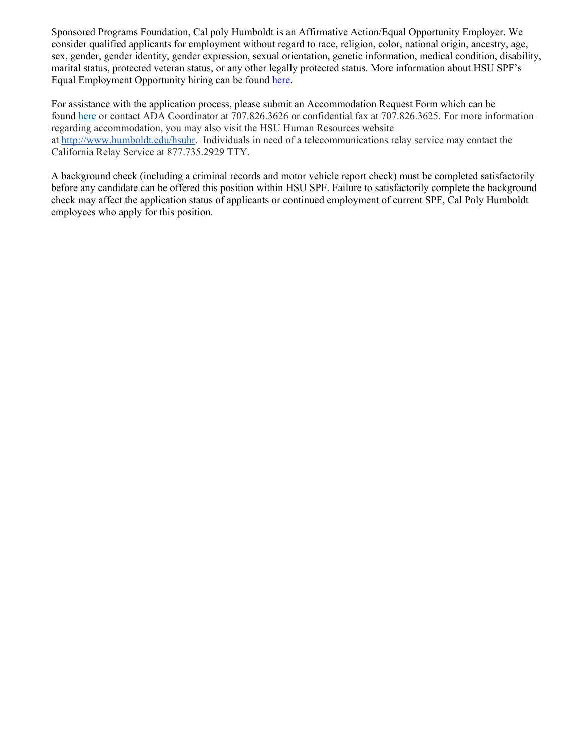Sponsored Programs Foundation, Cal poly Humboldt is an Affirmative Action/Equal Opportunity Employer. We consider qualified applicants for employment without regard to race, religion, color, national origin, ancestry, age, sex, gender, gender identity, gender expression, sexual orientation, genetic information, medical condition, disability, marital status, protected veteran status, or any other legally protected status. More information about HSU SPF's Equal Employment Opportunity hiring can be found here.

For assistance with the application process, please submit an Accommodation Request Form which can be found here or contact ADA Coordinator at 707.826.3626 or confidential fax at 707.826.3625. For more information regarding accommodation, you may also visit the HSU Human Resources website at http://www.humboldt.edu/hsuhr. Individuals in need of a telecommunications relay service may contact the California Relay Service at 877.735.2929 TTY.

A background check (including a criminal records and motor vehicle report check) must be completed satisfactorily before any candidate can be offered this position within HSU SPF. Failure to satisfactorily complete the background check may affect the application status of applicants or continued employment of current SPF, Cal Poly Humboldt employees who apply for this position.